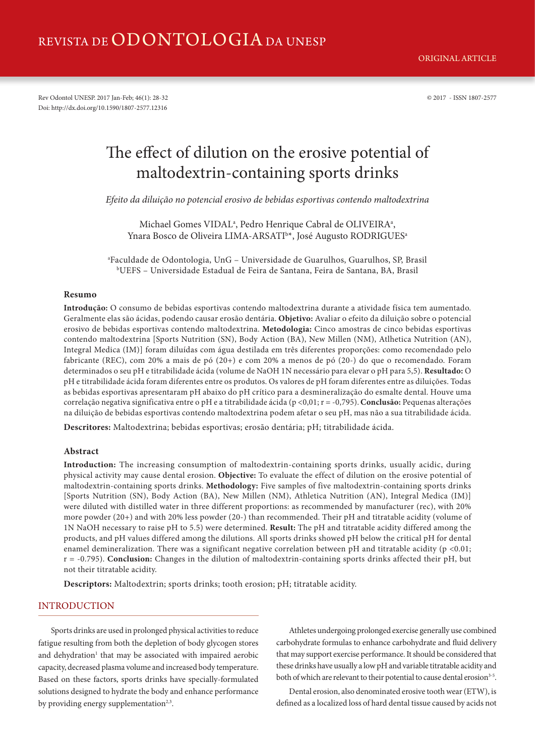REVISTA DE ODONTOLOGIA DA UNESP

ORIGINAL ARTICLE

Rev Odontol UNESP. 2017 Jan-Feb; 46(1): 28-32
Doi: http://dx.doi.org/10.1590/1807-2577.12316

© 2017 - ISSN 1807-2577

# The effect of dilution on the erosive potential of maltodextrin-containing sports drinks

*Efeito da diluição no potencial erosivo de bebidas esportivas contendo maltodextrina*

Michael Gomes VIDAL[a], Pedro Henrique Cabral de OLIVEIRA[a], Ynara Bosco de Oliveira LIMA-ARSATI[b*], José Augusto RODRIGUES[a]

[a]Faculdade de Odontologia, UnG – Universidade de Guarulhos, Guarulhos, SP, Brasil
[b]UEFS – Universidade Estadual de Feira de Santana, Feira de Santana, BA, Brasil

## Resumo

**Introdução:** O consumo de bebidas esportivas contendo maltodextrina durante a atividade física tem aumentado. Geralmente elas são ácidas, podendo causar erosão dentária. **Objetivo:** Avaliar o efeito da diluição sobre o potencial erosivo de bebidas esportivas contendo maltodextrina. **Metodologia:** Cinco amostras de cinco bebidas esportivas contendo maltodextrina [Sports Nutrition (SN), Body Action (BA), New Millen (NM), Atlhetica Nutrition (AN), Integral Medica (IM)] foram diluídas com água destilada em três diferentes proporções: como recomendado pelo fabricante (REC), com 20% a mais de pó (20+) e com 20% a menos de pó (20-) do que o recomendado. Foram determinados o seu pH e titrabilidade ácida (volume de NaOH 1N necessário para elevar o pH para 5,5). **Resultado:** O pH e titrabilidade ácida foram diferentes entre os produtos. Os valores de pH foram diferentes entre as diluições. Todas as bebidas esportivas apresentaram pH abaixo do pH crítico para a desmineralização do esmalte dental. Houve uma correlação negativa significativa entre o pH e a titrabilidade ácida ($p < 0{,}01$; $r = -0{,}795$). **Conclusão:** Pequenas alterações na diluição de bebidas esportivas contendo maltodextrina podem afetar o seu pH, mas não a sua titrabilidade ácida.

**Descritores:** Maltodextrina; bebidas esportivas; erosão dentária; pH; titrabilidade ácida.

## Abstract

**Introduction:** The increasing consumption of maltodextrin-containing sports drinks, usually acidic, during physical activity may cause dental erosion. **Objective:** To evaluate the effect of dilution on the erosive potential of maltodextrin-containing sports drinks. **Methodology:** Five samples of five maltodextrin-containing sports drinks [Sports Nutrition (SN), Body Action (BA), New Millen (NM), Athletica Nutrition (AN), Integral Medica (IM)] were diluted with distilled water in three different proportions: as recommended by manufacturer (rec), with 20% more powder (20+) and with 20% less powder (20-) than recommended. Their pH and titratable acidity (volume of 1N NaOH necessary to raise pH to 5.5) were determined. **Result:** The pH and titratable acidity differed among the products, and pH values differed among the dilutions. All sports drinks showed pH below the critical pH for dental enamel demineralization. There was a significant negative correlation between pH and titratable acidity ($p < 0.01$; $r = -0.795$). **Conclusion:** Changes in the dilution of maltodextrin-containing sports drinks affected their pH, but not their titratable acidity.

**Descriptors:** Maltodextrin; sports drinks; tooth erosion; pH; titratable acidity.

## INTRODUCTION

Sports drinks are used in prolonged physical activities to reduce fatigue resulting from both the depletion of body glycogen stores and dehydration[1] that may be associated with impaired aerobic capacity, decreased plasma volume and increased body temperature. Based on these factors, sports drinks have specially-formulated solutions designed to hydrate the body and enhance performance by providing energy supplementation[2,3].

Athletes undergoing prolonged exercise generally use combined carbohydrate formulas to enhance carbohydrate and fluid delivery that may support exercise performance. It should be considered that these drinks have usually a low pH and variable titratable acidity and both of which are relevant to their potential to cause dental erosion[3-5].

Dental erosion, also denominated erosive tooth wear (ETW), is defined as a localized loss of hard dental tissue caused by acids not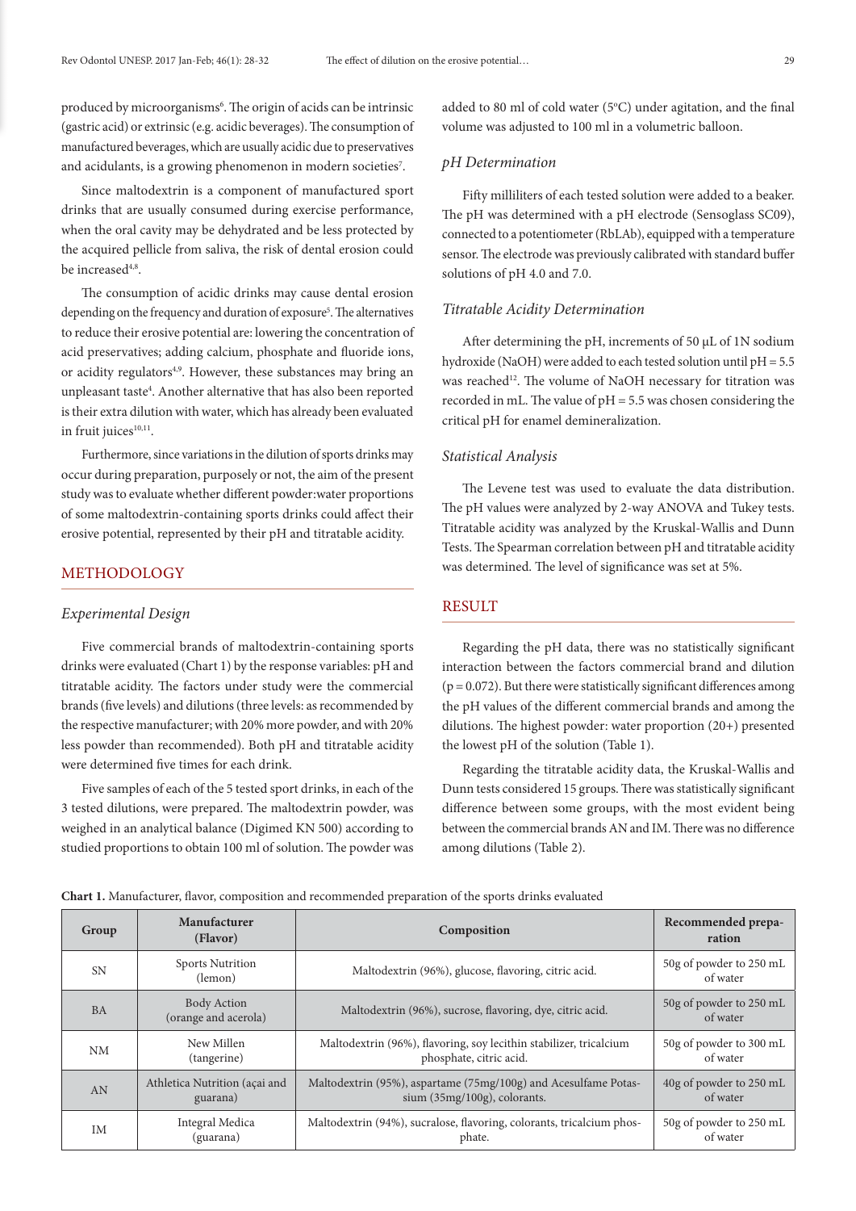produced by microorganisms[6]. The origin of acids can be intrinsic (gastric acid) or extrinsic (e.g. acidic beverages). The consumption of manufactured beverages, which are usually acidic due to preservatives and acidulants, is a growing phenomenon in modern societies[7].

Since maltodextrin is a component of manufactured sport drinks that are usually consumed during exercise performance, when the oral cavity may be dehydrated and be less protected by the acquired pellicle from saliva, the risk of dental erosion could be increased[4,8].

The consumption of acidic drinks may cause dental erosion depending on the frequency and duration of exposure[5]. The alternatives to reduce their erosive potential are: lowering the concentration of acid preservatives; adding calcium, phosphate and fluoride ions, or acidity regulators[4,9]. However, these substances may bring an unpleasant taste[4]. Another alternative that has also been reported is their extra dilution with water, which has already been evaluated in fruit juices[10,11].

Furthermore, since variations in the dilution of sports drinks may occur during preparation, purposely or not, the aim of the present study was to evaluate whether different powder:water proportions of some maltodextrin-containing sports drinks could affect their erosive potential, represented by their pH and titratable acidity.

## METHODOLOGY

### *Experimental Design*

Five commercial brands of maltodextrin-containing sports drinks were evaluated (Chart 1) by the response variables: pH and titratable acidity. The factors under study were the commercial brands (five levels) and dilutions (three levels: as recommended by the respective manufacturer; with 20% more powder, and with 20% less powder than recommended). Both pH and titratable acidity were determined five times for each drink.

Five samples of each of the 5 tested sport drinks, in each of the 3 tested dilutions, were prepared. The maltodextrin powder, was weighed in an analytical balance (Digimed KN 500) according to studied proportions to obtain 100 ml of solution. The powder was added to 80 ml of cold water (5ºC) under agitation, and the final volume was adjusted to 100 ml in a volumetric balloon.

### *pH Determination*

Fifty milliliters of each tested solution were added to a beaker. The pH was determined with a pH electrode (Sensoglass SC09), connected to a potentiometer (RbLAb), equipped with a temperature sensor. The electrode was previously calibrated with standard buffer solutions of pH 4.0 and 7.0.

### *Titratable Acidity Determination*

After determining the pH, increments of 50 µL of 1N sodium hydroxide (NaOH) were added to each tested solution until pH = 5.5 was reached[12]. The volume of NaOH necessary for titration was recorded in mL. The value of pH = 5.5 was chosen considering the critical pH for enamel demineralization.

### *Statistical Analysis*

The Levene test was used to evaluate the data distribution. The pH values were analyzed by 2-way ANOVA and Tukey tests. Titratable acidity was analyzed by the Kruskal-Wallis and Dunn Tests. The Spearman correlation between pH and titratable acidity was determined. The level of significance was set at 5%.

## RESULT

Regarding the pH data, there was no statistically significant interaction between the factors commercial brand and dilution ($p = 0.072$). But there were statistically significant differences among the pH values of the different commercial brands and among the dilutions. The highest powder: water proportion (20+) presented the lowest pH of the solution (Table 1).

Regarding the titratable acidity data, the Kruskal-Wallis and Dunn tests considered 15 groups. There was statistically significant difference between some groups, with the most evident being between the commercial brands AN and IM. There was no difference among dilutions (Table 2).

**Chart 1.** Manufacturer, flavor, composition and recommended preparation of the sports drinks evaluated

| Group | Manufacturer (Flavor) | Composition | Recommended preparation |
|---|---|---|---|
| SN | Sports Nutrition (lemon) | Maltodextrin (96%), glucose, flavoring, citric acid. | 50g of powder to 250 mL of water |
| BA | Body Action (orange and acerola) | Maltodextrin (96%), sucrose, flavoring, dye, citric acid. | 50g of powder to 250 mL of water |
| NM | New Millen (tangerine) | Maltodextrin (96%), flavoring, soy lecithin stabilizer, tricalcium phosphate, citric acid. | 50g of powder to 300 mL of water |
| AN | Athletica Nutrition (açai and guarana) | Maltodextrin (95%), aspartame (75mg/100g) and Acesulfame Potassium (35mg/100g), colorants. | 40g of powder to 250 mL of water |
| IM | Integral Medica (guarana) | Maltodextrin (94%), sucralose, flavoring, colorants, tricalcium phosphate. | 50g of powder to 250 mL of water |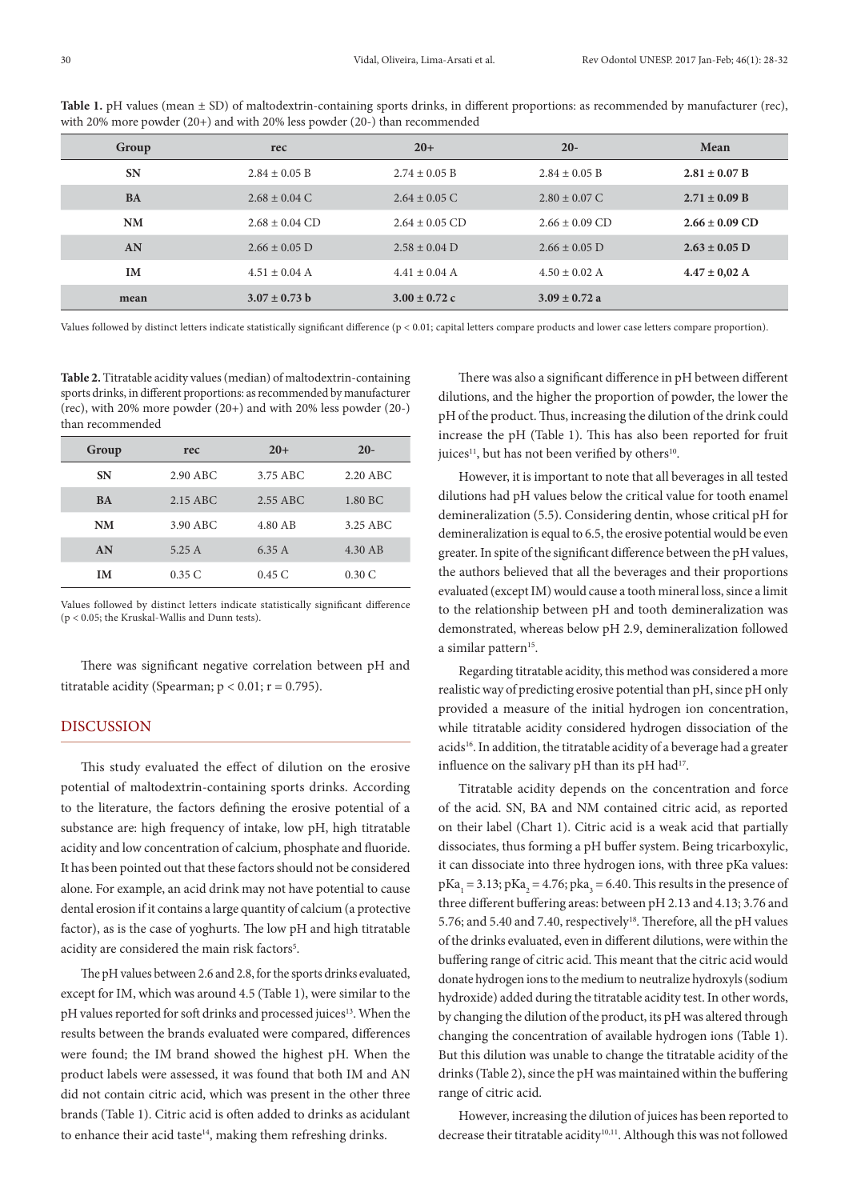**Table 1.** pH values (mean ± SD) of maltodextrin-containing sports drinks, in different proportions: as recommended by manufacturer (rec), with 20% more powder (20+) and with 20% less powder (20-) than recommended

| Group | rec | 20+ | 20- | Mean |
|---|---|---|---|---|
| SN | 2.84 ± 0.05 B | 2.74 ± 0.05 B | 2.84 ± 0.05 B | **2.81 ± 0.07 B** |
| BA | 2.68 ± 0.04 C | 2.64 ± 0.05 C | 2.80 ± 0.07 C | **2.71 ± 0.09 B** |
| NM | 2.68 ± 0.04 CD | 2.64 ± 0.05 CD | 2.66 ± 0.09 CD | **2.66 ± 0.09 CD** |
| AN | 2.66 ± 0.05 D | 2.58 ± 0.04 D | 2.66 ± 0.05 D | **2.63 ± 0.05 D** |
| IM | 4.51 ± 0.04 A | 4.41 ± 0.04 A | 4.50 ± 0.02 A | **4.47 ± 0,02 A** |
| **mean** | **3.07 ± 0.73 b** | **3.00 ± 0.72 c** | **3.09 ± 0.72 a** | |

Values followed by distinct letters indicate statistically significant difference ($p < 0.01$; capital letters compare products and lower case letters compare proportion).

**Table 2.** Titratable acidity values (median) of maltodextrin-containing sports drinks, in different proportions: as recommended by manufacturer (rec), with 20% more powder (20+) and with 20% less powder (20-) than recommended

| Group | rec | 20+ | 20- |
|---|---|---|---|
| SN | 2.90 ABC | 3.75 ABC | 2.20 ABC |
| BA | 2.15 ABC | 2.55 ABC | 1.80 BC |
| NM | 3.90 ABC | 4.80 AB | 3.25 ABC |
| AN | 5.25 A | 6.35 A | 4.30 AB |
| IM | 0.35 C | 0.45 C | 0.30 C |

Values followed by distinct letters indicate statistically significant difference ($p < 0.05$; the Kruskal-Wallis and Dunn tests).

There was significant negative correlation between pH and titratable acidity (Spearman; $p < 0.01$; $r = 0.795$).

## DISCUSSION

This study evaluated the effect of dilution on the erosive potential of maltodextrin-containing sports drinks. According to the literature, the factors defining the erosive potential of a substance are: high frequency of intake, low pH, high titratable acidity and low concentration of calcium, phosphate and fluoride. It has been pointed out that these factors should not be considered alone. For example, an acid drink may not have potential to cause dental erosion if it contains a large quantity of calcium (a protective factor), as is the case of yoghurts. The low pH and high titratable acidity are considered the main risk factors[5].

The pH values between 2.6 and 2.8, for the sports drinks evaluated, except for IM, which was around 4.5 (Table 1), were similar to the pH values reported for soft drinks and processed juices[13]. When the results between the brands evaluated were compared, differences were found; the IM brand showed the highest pH. When the product labels were assessed, it was found that both IM and AN did not contain citric acid, which was present in the other three brands (Table 1). Citric acid is often added to drinks as acidulant to enhance their acid taste[14], making them refreshing drinks.

There was also a significant difference in pH between different dilutions, and the higher the proportion of powder, the lower the pH of the product. Thus, increasing the dilution of the drink could increase the pH (Table 1). This has also been reported for fruit juices[11], but has not been verified by others[10].

However, it is important to note that all beverages in all tested dilutions had pH values below the critical value for tooth enamel demineralization (5.5). Considering dentin, whose critical pH for demineralization is equal to 6.5, the erosive potential would be even greater. In spite of the significant difference between the pH values, the authors believed that all the beverages and their proportions evaluated (except IM) would cause a tooth mineral loss, since a limit to the relationship between pH and tooth demineralization was demonstrated, whereas below pH 2.9, demineralization followed a similar pattern[15].

Regarding titratable acidity, this method was considered a more realistic way of predicting erosive potential than pH, since pH only provided a measure of the initial hydrogen ion concentration, while titratable acidity considered hydrogen dissociation of the acids[16]. In addition, the titratable acidity of a beverage had a greater influence on the salivary pH than its pH had[17].

Titratable acidity depends on the concentration and force of the acid. SN, BA and NM contained citric acid, as reported on their label (Chart 1). Citric acid is a weak acid that partially dissociates, thus forming a pH buffer system. Being tricarboxylic, it can dissociate into three hydrogen ions, with three pKa values: $pKa_1 = 3.13$; $pKa_2 = 4.76$; $pka_3 = 6.40$. This results in the presence of three different buffering areas: between pH 2.13 and 4.13; 3.76 and 5.76; and 5.40 and 7.40, respectively[18]. Therefore, all the pH values of the drinks evaluated, even in different dilutions, were within the buffering range of citric acid. This meant that the citric acid would donate hydrogen ions to the medium to neutralize hydroxyls (sodium hydroxide) added during the titratable acidity test. In other words, by changing the dilution of the product, its pH was altered through changing the concentration of available hydrogen ions (Table 1). But this dilution was unable to change the titratable acidity of the drinks (Table 2), since the pH was maintained within the buffering range of citric acid.

However, increasing the dilution of juices has been reported to decrease their titratable acidity[10,11]. Although this was not followed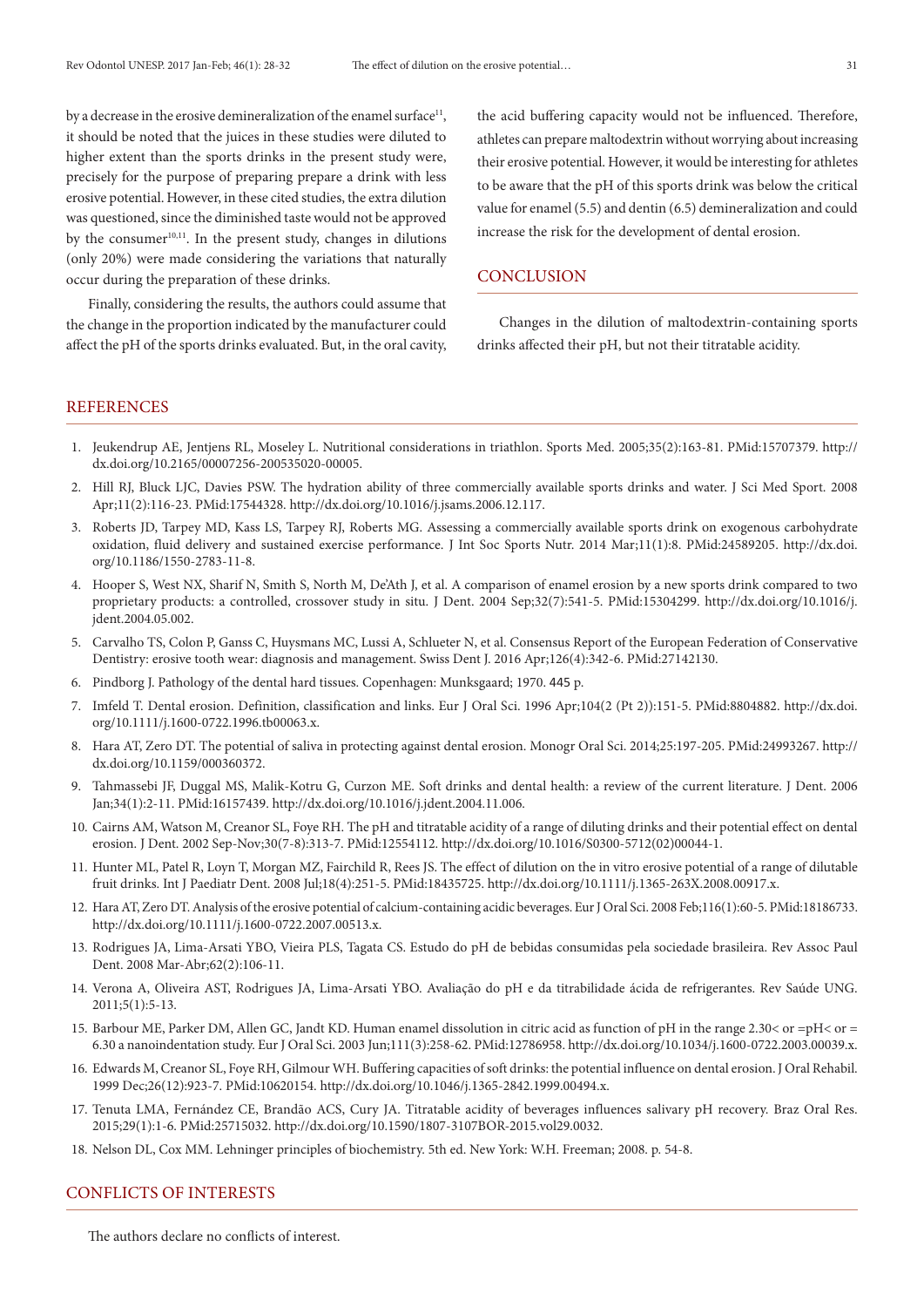by a decrease in the erosive demineralization of the enamel surface[11], it should be noted that the juices in these studies were diluted to higher extent than the sports drinks in the present study were, precisely for the purpose of preparing prepare a drink with less erosive potential. However, in these cited studies, the extra dilution was questioned, since the diminished taste would not be approved by the consumer[10,11]. In the present study, changes in dilutions (only 20%) were made considering the variations that naturally occur during the preparation of these drinks.

Finally, considering the results, the authors could assume that the change in the proportion indicated by the manufacturer could affect the pH of the sports drinks evaluated. But, in the oral cavity, the acid buffering capacity would not be influenced. Therefore, athletes can prepare maltodextrin without worrying about increasing their erosive potential. However, it would be interesting for athletes to be aware that the pH of this sports drink was below the critical value for enamel (5.5) and dentin (6.5) demineralization and could increase the risk for the development of dental erosion.

## CONCLUSION

Changes in the dilution of maltodextrin-containing sports drinks affected their pH, but not their titratable acidity.

## REFERENCES

1. Jeukendrup AE, Jentjens RL, Moseley L. Nutritional considerations in triathlon. Sports Med. 2005;35(2):163-81. PMid:15707379. http://dx.doi.org/10.2165/00007256-200535020-00005.
2. Hill RJ, Bluck LJC, Davies PSW. The hydration ability of three commercially available sports drinks and water. J Sci Med Sport. 2008 Apr;11(2):116-23. PMid:17544328. http://dx.doi.org/10.1016/j.jsams.2006.12.117.
3. Roberts JD, Tarpey MD, Kass LS, Tarpey RJ, Roberts MG. Assessing a commercially available sports drink on exogenous carbohydrate oxidation, fluid delivery and sustained exercise performance. J Int Soc Sports Nutr. 2014 Mar;11(1):8. PMid:24589205. http://dx.doi.org/10.1186/1550-2783-11-8.
4. Hooper S, West NX, Sharif N, Smith S, North M, De'Ath J, et al. A comparison of enamel erosion by a new sports drink compared to two proprietary products: a controlled, crossover study in situ. J Dent. 2004 Sep;32(7):541-5. PMid:15304299. http://dx.doi.org/10.1016/j.jdent.2004.05.002.
5. Carvalho TS, Colon P, Ganss C, Huysmans MC, Lussi A, Schlueter N, et al. Consensus Report of the European Federation of Conservative Dentistry: erosive tooth wear: diagnosis and management. Swiss Dent J. 2016 Apr;126(4):342-6. PMid:27142130.
6. Pindborg J. Pathology of the dental hard tissues. Copenhagen: Munksgaard; 1970. 445 p.
7. Imfeld T. Dental erosion. Definition, classification and links. Eur J Oral Sci. 1996 Apr;104(2 (Pt 2)):151-5. PMid:8804882. http://dx.doi.org/10.1111/j.1600-0722.1996.tb00063.x.
8. Hara AT, Zero DT. The potential of saliva in protecting against dental erosion. Monogr Oral Sci. 2014;25:197-205. PMid:24993267. http://dx.doi.org/10.1159/000360372.
9. Tahmassebi JF, Duggal MS, Malik-Kotru G, Curzon ME. Soft drinks and dental health: a review of the current literature. J Dent. 2006 Jan;34(1):2-11. PMid:16157439. http://dx.doi.org/10.1016/j.jdent.2004.11.006.
10. Cairns AM, Watson M, Creanor SL, Foye RH. The pH and titratable acidity of a range of diluting drinks and their potential effect on dental erosion. J Dent. 2002 Sep-Nov;30(7-8):313-7. PMid:12554112. http://dx.doi.org/10.1016/S0300-5712(02)00044-1.
11. Hunter ML, Patel R, Loyn T, Morgan MZ, Fairchild R, Rees JS. The effect of dilution on the in vitro erosive potential of a range of dilutable fruit drinks. Int J Paediatr Dent. 2008 Jul;18(4):251-5. PMid:18435725. http://dx.doi.org/10.1111/j.1365-263X.2008.00917.x.
12. Hara AT, Zero DT. Analysis of the erosive potential of calcium-containing acidic beverages. Eur J Oral Sci. 2008 Feb;116(1):60-5. PMid:18186733. http://dx.doi.org/10.1111/j.1600-0722.2007.00513.x.
13. Rodrigues JA, Lima-Arsati YBO, Vieira PLS, Tagata CS. Estudo do pH de bebidas consumidas pela sociedade brasileira. Rev Assoc Paul Dent. 2008 Mar-Abr;62(2):106-11.
14. Verona A, Oliveira AST, Rodrigues JA, Lima-Arsati YBO. Avaliação do pH e da titrabilidade ácida de refrigerantes. Rev Saúde UNG. 2011;5(1):5-13.
15. Barbour ME, Parker DM, Allen GC, Jandt KD. Human enamel dissolution in citric acid as function of pH in the range 2.30< or =pH< or = 6.30 a nanoindentation study. Eur J Oral Sci. 2003 Jun;111(3):258-62. PMid:12786958. http://dx.doi.org/10.1034/j.1600-0722.2003.00039.x.
16. Edwards M, Creanor SL, Foye RH, Gilmour WH. Buffering capacities of soft drinks: the potential influence on dental erosion. J Oral Rehabil. 1999 Dec;26(12):923-7. PMid:10620154. http://dx.doi.org/10.1046/j.1365-2842.1999.00494.x.
17. Tenuta LMA, Fernández CE, Brandão ACS, Cury JA. Titratable acidity of beverages influences salivary pH recovery. Braz Oral Res. 2015;29(1):1-6. PMid:25715032. http://dx.doi.org/10.1590/1807-3107BOR-2015.vol29.0032.
18. Nelson DL, Cox MM. Lehninger principles of biochemistry. 5th ed. New York: W.H. Freeman; 2008. p. 54-8.

## CONFLICTS OF INTERESTS

The authors declare no conflicts of interest.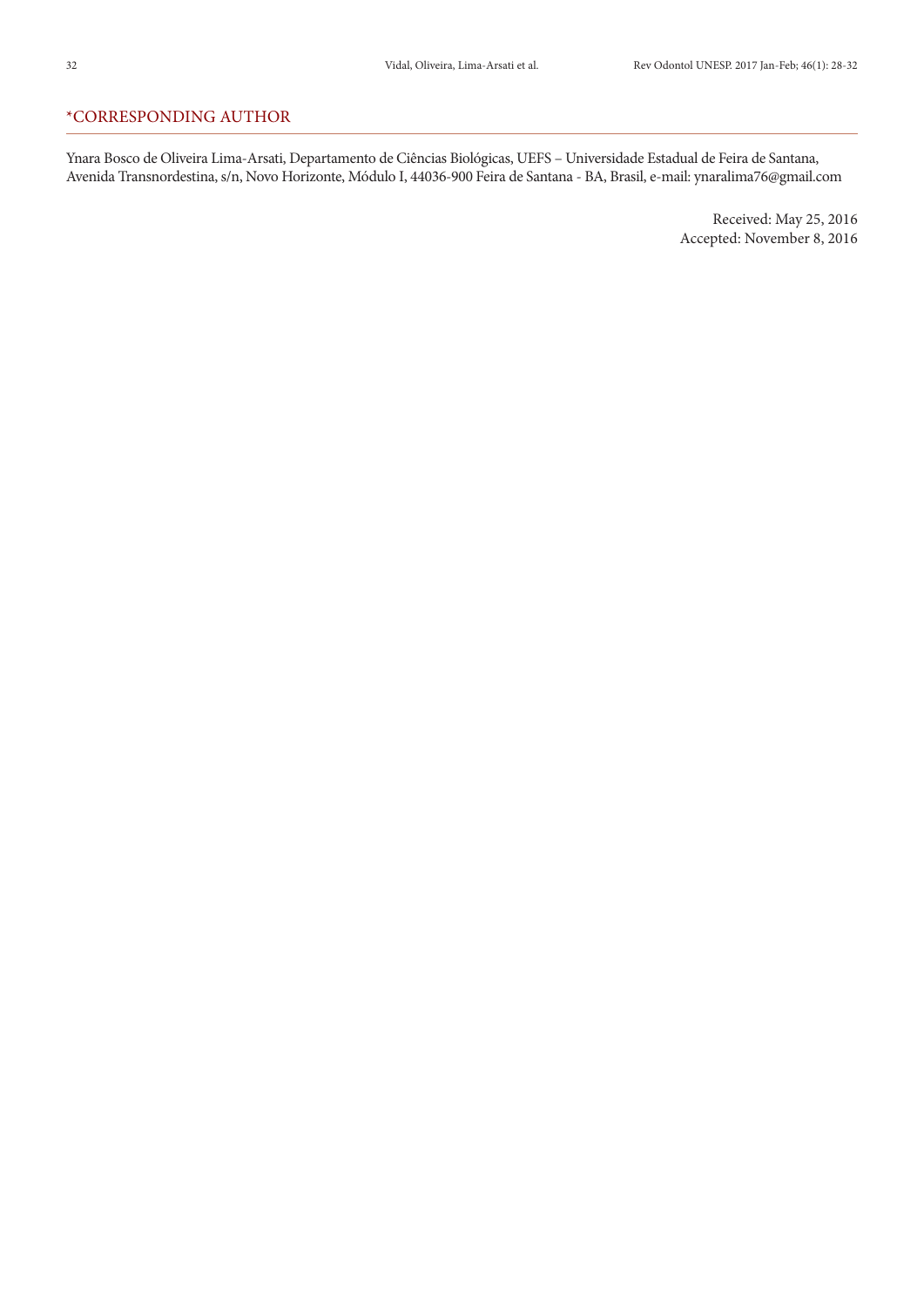## *CORRESPONDING AUTHOR

Ynara Bosco de Oliveira Lima-Arsati, Departamento de Ciências Biológicas, UEFS – Universidade Estadual de Feira de Santana, Avenida Transnordestina, s/n, Novo Horizonte, Módulo I, 44036-900 Feira de Santana - BA, Brasil, e-mail: ynaralima76@gmail.com

Received: May 25, 2016
Accepted: November 8, 2016